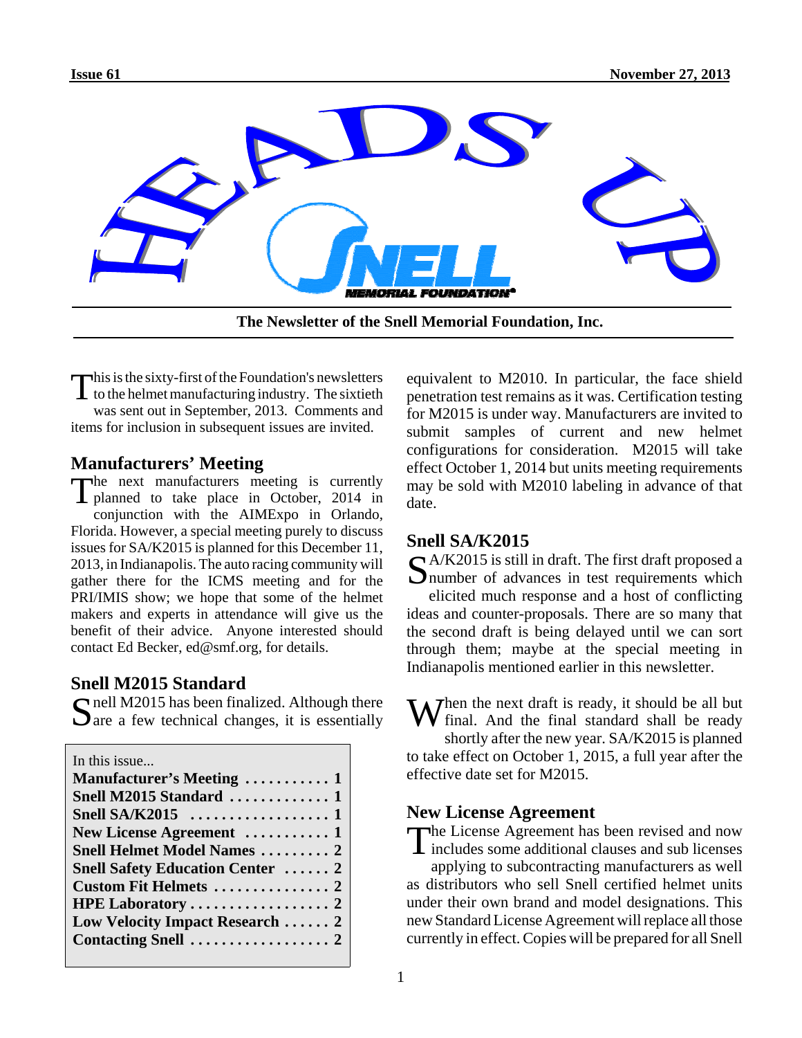# HEADS UP

**The Newsletter of the Snell Memorial Foundation, Inc.**

This is the sixty-first of the Foundation's newsletters to the helmet manufacturing industry. The sixtieth was sent out in September, 2013. Comments and items for inclusion in subsequent issues are invited.

## Manufacturers' Meeting

The next manufacturers meeting is currently planned to take place in October, 2014 in conjunction with the AIMExpo in Orlando, Florida. However, a special meeting purely to discuss issues for SA/K2015 is planned for this December 11, 2013, in Indianapolis. The auto racing community will gather there for the ICMS meeting and for the PRI/IMIS show; we hope that some of the helmet makers and experts in attendance will give us the benefit of their advice. Anyone interested should contact Ed Becker, ed@smf.org, for details.

## Snell M2015 Standard

Snell M2015 has been finalized. Although there are a few technical changes, it is essentially equivalent to M2010. In particular, the face shield penetration test remains as it was. Certification testing for M2015 is under way. Manufacturers are invited to submit samples of current and new helmet configurations for consideration. M2015 will take effect October 1, 2014 but units meeting requirements may be sold with M2010 labeling in advance of that date.

| In this issue... | |
|---|---|
| **Manufacturer's Meeting** | **1** |
| **Snell M2015 Standard** | **1** |
| **Snell SA/K2015** | **1** |
| **New License Agreement** | **1** |
| **Snell Helmet Model Names** | **2** |
| **Snell Safety Education Center** | **2** |
| **Custom Fit Helmets** | **2** |
| **HPE Laboratory** | **2** |
| **Low Velocity Impact Research** | **2** |
| **Contacting Snell** | **2** |

## Snell SA/K2015

SA/K2015 is still in draft. The first draft proposed a number of advances in test requirements which elicited much response and a host of conflicting ideas and counter-proposals. There are so many that the second draft is being delayed until we can sort through them; maybe at the special meeting in Indianapolis mentioned earlier in this newsletter.

When the next draft is ready, it should be all but final. And the final standard shall be ready shortly after the new year. SA/K2015 is planned to take effect on October 1, 2015, a full year after the effective date set for M2015.

## New License Agreement

The License Agreement has been revised and now includes some additional clauses and sub licenses applying to subcontracting manufacturers as well as distributors who sell Snell certified helmet units under their own brand and model designations. This new Standard License Agreement will replace all those currently in effect. Copies will be prepared for all Snell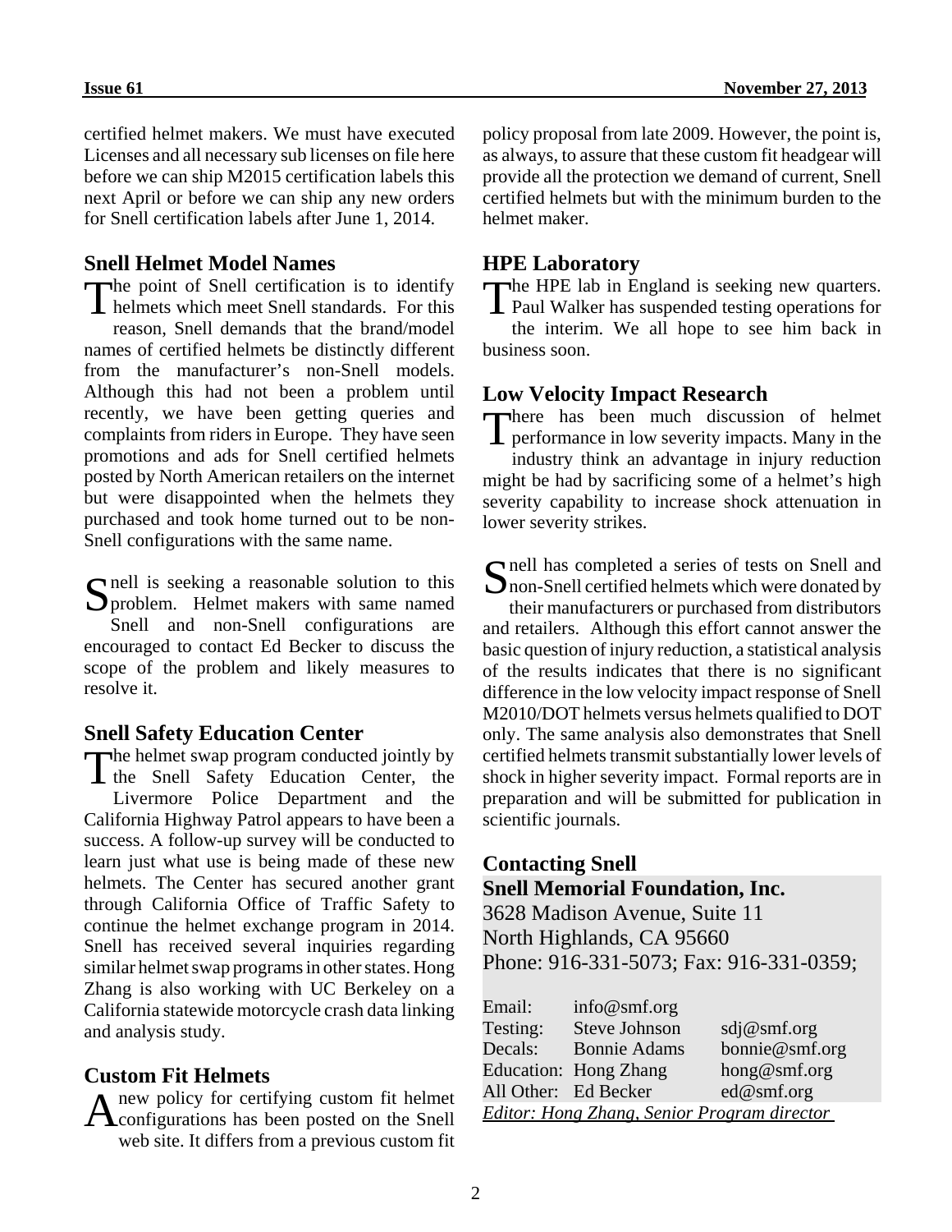certified helmet makers. We must have executed Licenses and all necessary sub licenses on file here before we can ship M2015 certification labels this next April or before we can ship any new orders for Snell certification labels after June 1, 2014.

## Snell Helmet Model Names

The point of Snell certification is to identify helmets which meet Snell standards. For this reason, Snell demands that the brand/model names of certified helmets be distinctly different from the manufacturer's non-Snell models. Although this had not been a problem until recently, we have been getting queries and complaints from riders in Europe. They have seen promotions and ads for Snell certified helmets posted by North American retailers on the internet but were disappointed when the helmets they purchased and took home turned out to be non-Snell configurations with the same name.

Snell is seeking a reasonable solution to this problem. Helmet makers with same named Snell and non-Snell configurations are encouraged to contact Ed Becker to discuss the scope of the problem and likely measures to resolve it.

## Snell Safety Education Center

The helmet swap program conducted jointly by the Snell Safety Education Center, the Livermore Police Department and the California Highway Patrol appears to have been a success. A follow-up survey will be conducted to learn just what use is being made of these new helmets. The Center has secured another grant through California Office of Traffic Safety to continue the helmet exchange program in 2014. Snell has received several inquiries regarding similar helmet swap programs in other states. Hong Zhang is also working with UC Berkeley on a California statewide motorcycle crash data linking and analysis study.

## Custom Fit Helmets

A new policy for certifying custom fit helmet configurations has been posted on the Snell web site. It differs from a previous custom fit policy proposal from late 2009. However, the point is, as always, to assure that these custom fit headgear will provide all the protection we demand of current, Snell certified helmets but with the minimum burden to the helmet maker.

## HPE Laboratory

The HPE lab in England is seeking new quarters. Paul Walker has suspended testing operations for the interim. We all hope to see him back in business soon.

## Low Velocity Impact Research

There has been much discussion of helmet performance in low severity impacts. Many in the industry think an advantage in injury reduction might be had by sacrificing some of a helmet's high severity capability to increase shock attenuation in lower severity strikes.

Snell has completed a series of tests on Snell and non-Snell certified helmets which were donated by their manufacturers or purchased from distributors and retailers. Although this effort cannot answer the basic question of injury reduction, a statistical analysis of the results indicates that there is no significant difference in the low velocity impact response of Snell M2010/DOT helmets versus helmets qualified to DOT only. The same analysis also demonstrates that Snell certified helmets transmit substantially lower levels of shock in higher severity impact. Formal reports are in preparation and will be submitted for publication in scientific journals.

## Contacting Snell

**Snell Memorial Foundation, Inc.**
3628 Madison Avenue, Suite 11
North Highlands, CA 95660
Phone: 916-331-5073; Fax: 916-331-0359;

| | | |
|---|---|---|
| Email: | info@smf.org | |
| Testing: | Steve Johnson | sdj@smf.org |
| Decals: | Bonnie Adams | bonnie@smf.org |
| Education: | Hong Zhang | hong@smf.org |
| All Other: | Ed Becker | ed@smf.org |

*Editor: Hong Zhang, Senior Program director*